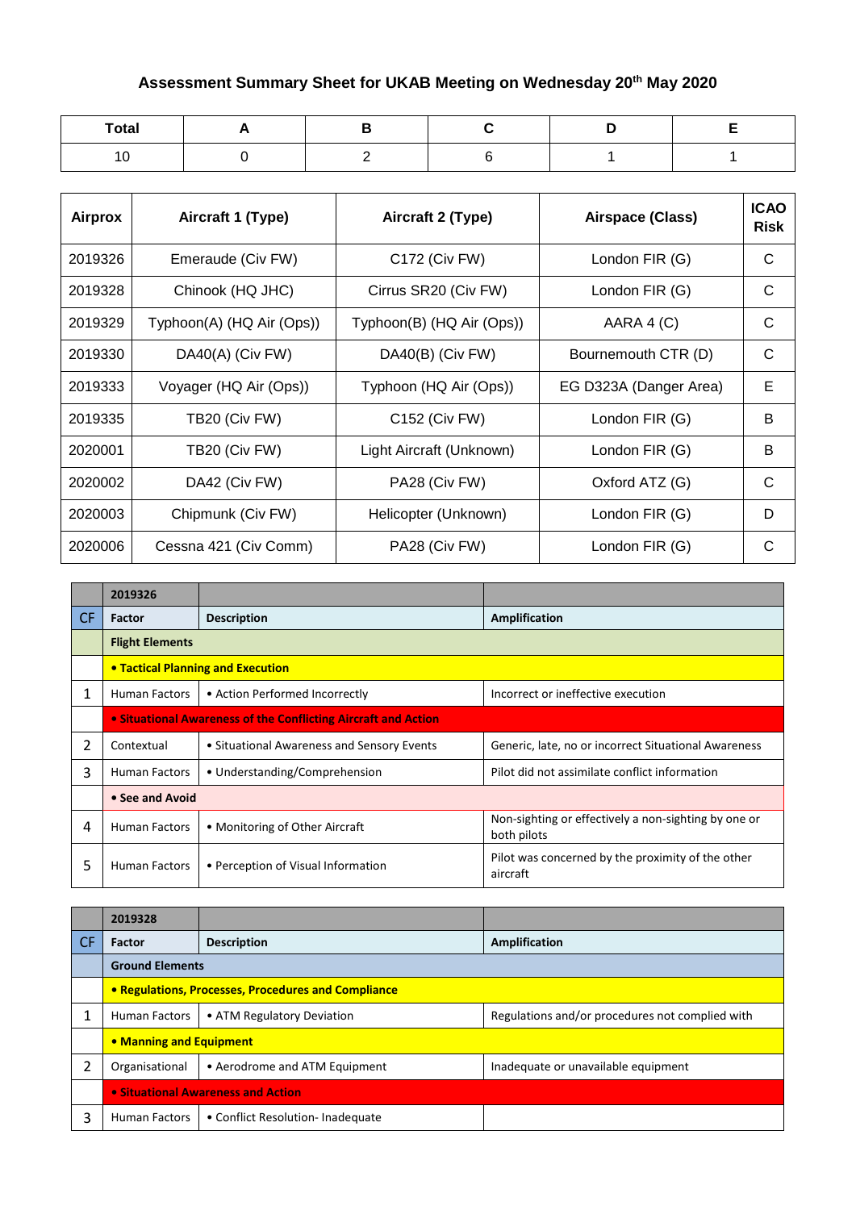# Assessment Summary Sheet for UKAB Meeting on Wednesday 20th May 2020

| Total | A | B | C | D | E |
|---|---|---|---|---|---|
| 10 | 0 | 2 | 6 | 1 | 1 |

| Airprox | Aircraft 1 (Type) | Aircraft 2 (Type) | Airspace (Class) | ICAO Risk |
|---|---|---|---|---|
| 2019326 | Emeraude (Civ FW) | C172 (Civ FW) | London FIR (G) | C |
| 2019328 | Chinook (HQ JHC) | Cirrus SR20 (Civ FW) | London FIR (G) | C |
| 2019329 | Typhoon(A) (HQ Air (Ops)) | Typhoon(B) (HQ Air (Ops)) | AARA 4 (C) | C |
| 2019330 | DA40(A) (Civ FW) | DA40(B) (Civ FW) | Bournemouth CTR (D) | C |
| 2019333 | Voyager (HQ Air (Ops)) | Typhoon (HQ Air (Ops)) | EG D323A (Danger Area) | E |
| 2019335 | TB20 (Civ FW) | C152 (Civ FW) | London FIR (G) | B |
| 2020001 | TB20 (Civ FW) | Light Aircraft (Unknown) | London FIR (G) | B |
| 2020002 | DA42 (Civ FW) | PA28 (Civ FW) | Oxford ATZ (G) | C |
| 2020003 | Chipmunk (Civ FW) | Helicopter (Unknown) | London FIR (G) | D |
| 2020006 | Cessna 421 (Civ Comm) | PA28 (Civ FW) | London FIR (G) | C |

| | 2019326 | | |
|---|---|---|---|
| CF | Factor | Description | Amplification |
| | **Flight Elements** | | |
| | **• Tactical Planning and Execution** | | |
| 1 | Human Factors | • Action Performed Incorrectly | Incorrect or ineffective execution |
| | **• Situational Awareness of the Conflicting Aircraft and Action** | | |
| 2 | Contextual | • Situational Awareness and Sensory Events | Generic, late, no or incorrect Situational Awareness |
| 3 | Human Factors | • Understanding/Comprehension | Pilot did not assimilate conflict information |
| | **• See and Avoid** | | |
| 4 | Human Factors | • Monitoring of Other Aircraft | Non-sighting or effectively a non-sighting by one or both pilots |
| 5 | Human Factors | • Perception of Visual Information | Pilot was concerned by the proximity of the other aircraft |

| | 2019328 | | |
|---|---|---|---|
| CF | Factor | Description | Amplification |
| | **Ground Elements** | | |
| | **• Regulations, Processes, Procedures and Compliance** | | |
| 1 | Human Factors | • ATM Regulatory Deviation | Regulations and/or procedures not complied with |
| | **• Manning and Equipment** | | |
| 2 | Organisational | • Aerodrome and ATM Equipment | Inadequate or unavailable equipment |
| | **• Situational Awareness and Action** | | |
| 3 | Human Factors | • Conflict Resolution- Inadequate | |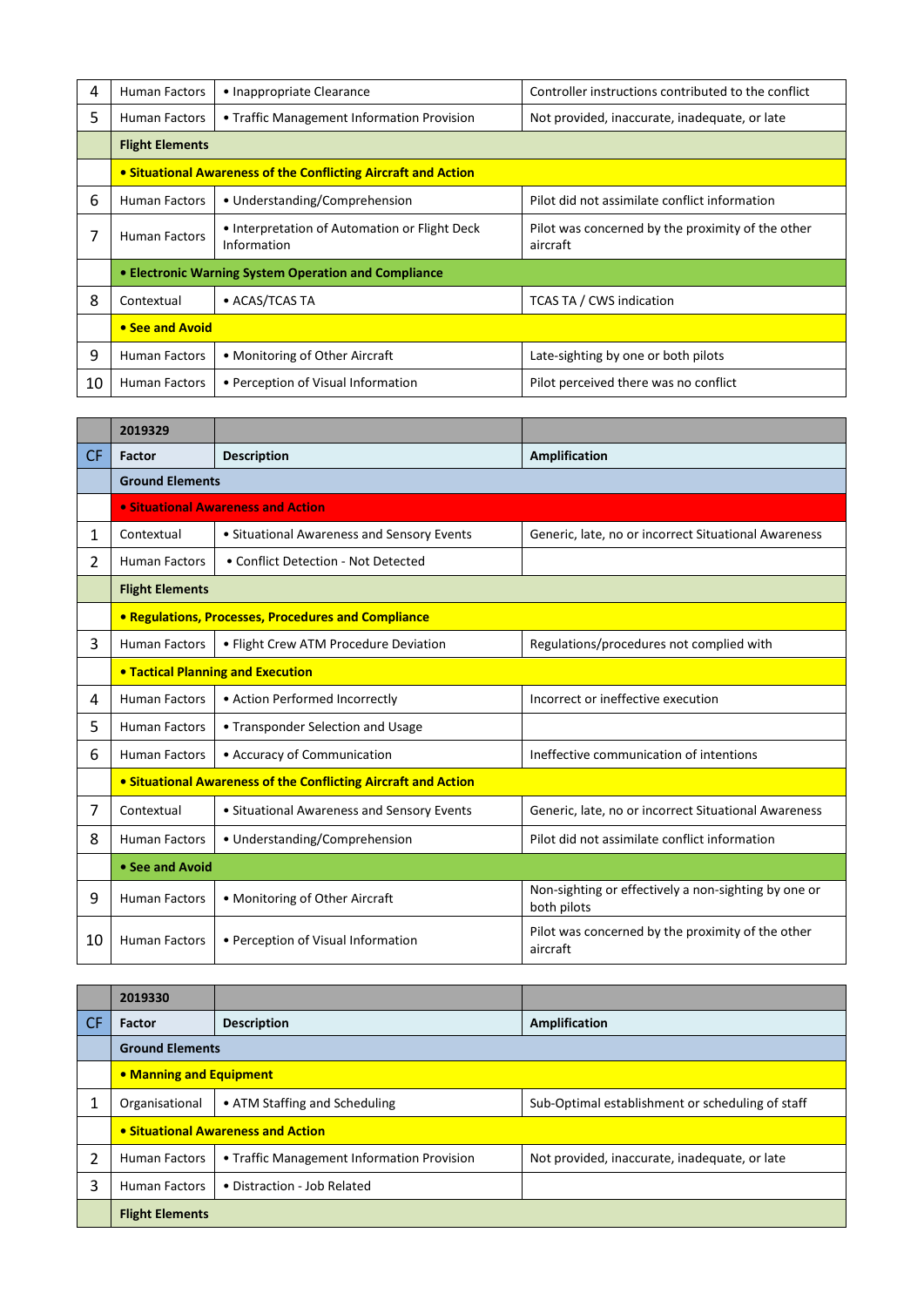| 4 | Human Factors | • Inappropriate Clearance | Controller instructions contributed to the conflict |
|---|---|---|---|
| 5 | Human Factors | • Traffic Management Information Provision | Not provided, inaccurate, inadequate, or late |
| | **Flight Elements** | | |
| | **• Situational Awareness of the Conflicting Aircraft and Action** | | |
| 6 | Human Factors | • Understanding/Comprehension | Pilot did not assimilate conflict information |
| 7 | Human Factors | • Interpretation of Automation or Flight Deck Information | Pilot was concerned by the proximity of the other aircraft |
| | **• Electronic Warning System Operation and Compliance** | | |
| 8 | Contextual | • ACAS/TCAS TA | TCAS TA / CWS indication |
| | **• See and Avoid** | | |
| 9 | Human Factors | • Monitoring of Other Aircraft | Late-sighting by one or both pilots |
| 10 | Human Factors | • Perception of Visual Information | Pilot perceived there was no conflict |

| | **2019329** | | |
|---|---|---|---|
| CF | **Factor** | **Description** | **Amplification** |
| | **Ground Elements** | | |
| | **• Situational Awareness and Action** | | |
| 1 | Contextual | • Situational Awareness and Sensory Events | Generic, late, no or incorrect Situational Awareness |
| 2 | Human Factors | • Conflict Detection - Not Detected | |
| | **Flight Elements** | | |
| | **• Regulations, Processes, Procedures and Compliance** | | |
| 3 | Human Factors | • Flight Crew ATM Procedure Deviation | Regulations/procedures not complied with |
| | **• Tactical Planning and Execution** | | |
| 4 | Human Factors | • Action Performed Incorrectly | Incorrect or ineffective execution |
| 5 | Human Factors | • Transponder Selection and Usage | |
| 6 | Human Factors | • Accuracy of Communication | Ineffective communication of intentions |
| | **• Situational Awareness of the Conflicting Aircraft and Action** | | |
| 7 | Contextual | • Situational Awareness and Sensory Events | Generic, late, no or incorrect Situational Awareness |
| 8 | Human Factors | • Understanding/Comprehension | Pilot did not assimilate conflict information |
| | **• See and Avoid** | | |
| 9 | Human Factors | • Monitoring of Other Aircraft | Non-sighting or effectively a non-sighting by one or both pilots |
| 10 | Human Factors | • Perception of Visual Information | Pilot was concerned by the proximity of the other aircraft |

| | **2019330** | | |
|---|---|---|---|
| CF | **Factor** | **Description** | **Amplification** |
| | **Ground Elements** | | |
| | **• Manning and Equipment** | | |
| 1 | Organisational | • ATM Staffing and Scheduling | Sub-Optimal establishment or scheduling of staff |
| | **• Situational Awareness and Action** | | |
| 2 | Human Factors | • Traffic Management Information Provision | Not provided, inaccurate, inadequate, or late |
| 3 | Human Factors | • Distraction - Job Related | |
| | **Flight Elements** | | |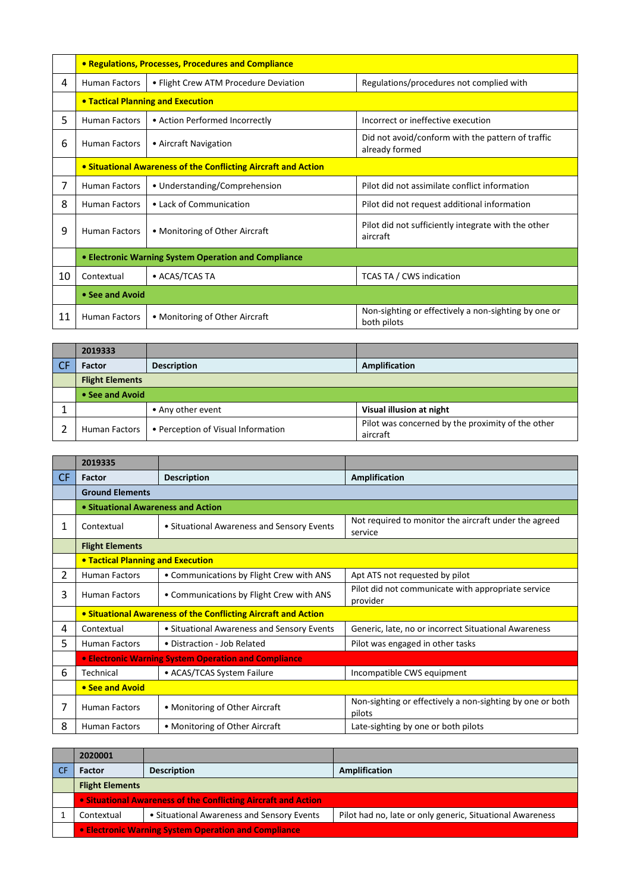| | | | |
|---|---|---|---|
| | **• Regulations, Processes, Procedures and Compliance** | | |
| 4 | Human Factors | • Flight Crew ATM Procedure Deviation | Regulations/procedures not complied with |
| | **• Tactical Planning and Execution** | | |
| 5 | Human Factors | • Action Performed Incorrectly | Incorrect or ineffective execution |
| 6 | Human Factors | • Aircraft Navigation | Did not avoid/conform with the pattern of traffic already formed |
| | **• Situational Awareness of the Conflicting Aircraft and Action** | | |
| 7 | Human Factors | • Understanding/Comprehension | Pilot did not assimilate conflict information |
| 8 | Human Factors | • Lack of Communication | Pilot did not request additional information |
| 9 | Human Factors | • Monitoring of Other Aircraft | Pilot did not sufficiently integrate with the other aircraft |
| | **• Electronic Warning System Operation and Compliance** | | |
| 10 | Contextual | • ACAS/TCAS TA | TCAS TA / CWS indication |
| | **• See and Avoid** | | |
| 11 | Human Factors | • Monitoring of Other Aircraft | Non-sighting or effectively a non-sighting by one or both pilots |

| | **2019333** | | |
|---|---|---|---|
| CF | **Factor** | **Description** | **Amplification** |
| | **Flight Elements** | | |
| | **• See and Avoid** | | |
| 1 | | • Any other event | **Visual illusion at night** |
| 2 | Human Factors | • Perception of Visual Information | Pilot was concerned by the proximity of the other aircraft |

| | **2019335** | | |
|---|---|---|---|
| CF | **Factor** | **Description** | **Amplification** |
| | **Ground Elements** | | |
| | **• Situational Awareness and Action** | | |
| 1 | Contextual | • Situational Awareness and Sensory Events | Not required to monitor the aircraft under the agreed service |
| | **Flight Elements** | | |
| | **• Tactical Planning and Execution** | | |
| 2 | Human Factors | • Communications by Flight Crew with ANS | Apt ATS not requested by pilot |
| 3 | Human Factors | • Communications by Flight Crew with ANS | Pilot did not communicate with appropriate service provider |
| | **• Situational Awareness of the Conflicting Aircraft and Action** | | |
| 4 | Contextual | • Situational Awareness and Sensory Events | Generic, late, no or incorrect Situational Awareness |
| 5 | Human Factors | • Distraction - Job Related | Pilot was engaged in other tasks |
| | **• Electronic Warning System Operation and Compliance** | | |
| 6 | Technical | • ACAS/TCAS System Failure | Incompatible CWS equipment |
| | **• See and Avoid** | | |
| 7 | Human Factors | • Monitoring of Other Aircraft | Non-sighting or effectively a non-sighting by one or both pilots |
| 8 | Human Factors | • Monitoring of Other Aircraft | Late-sighting by one or both pilots |

| | **2020001** | | |
|---|---|---|---|
| CF | **Factor** | **Description** | **Amplification** |
| | **Flight Elements** | | |
| | **• Situational Awareness of the Conflicting Aircraft and Action** | | |
| 1 | Contextual | • Situational Awareness and Sensory Events | Pilot had no, late or only generic, Situational Awareness |
| | **• Electronic Warning System Operation and Compliance** | | |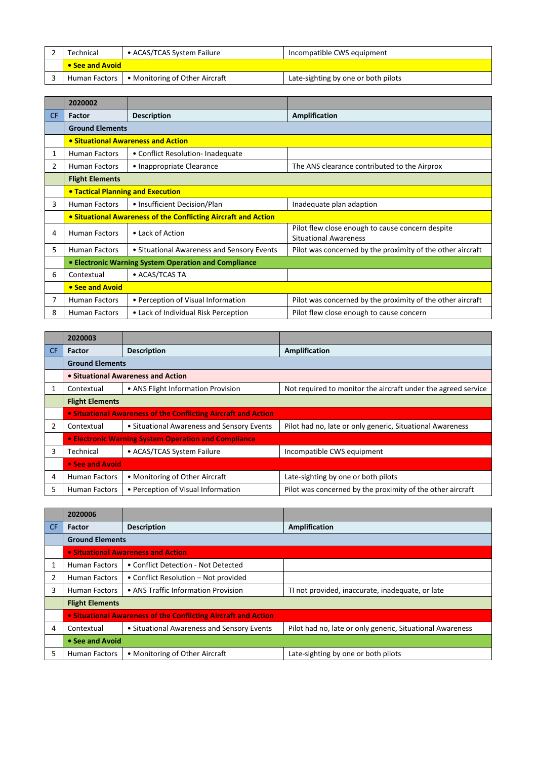| | | | |
|---|---|---|---|
| 2 | Technical | • ACAS/TCAS System Failure | Incompatible CWS equipment |
| | **• See and Avoid** | | |
| 3 | Human Factors | • Monitoring of Other Aircraft | Late-sighting by one or both pilots |

| | **2020002** | | |
|---|---|---|---|
| CF | **Factor** | **Description** | **Amplification** |
| | **Ground Elements** | | |
| | **• Situational Awareness and Action** | | |
| 1 | Human Factors | • Conflict Resolution- Inadequate | |
| 2 | Human Factors | • Inappropriate Clearance | The ANS clearance contributed to the Airprox |
| | **Flight Elements** | | |
| | **• Tactical Planning and Execution** | | |
| 3 | Human Factors | • Insufficient Decision/Plan | Inadequate plan adaption |
| | **• Situational Awareness of the Conflicting Aircraft and Action** | | |
| 4 | Human Factors | • Lack of Action | Pilot flew close enough to cause concern despite Situational Awareness |
| 5 | Human Factors | • Situational Awareness and Sensory Events | Pilot was concerned by the proximity of the other aircraft |
| | **• Electronic Warning System Operation and Compliance** | | |
| 6 | Contextual | • ACAS/TCAS TA | |
| | **• See and Avoid** | | |
| 7 | Human Factors | • Perception of Visual Information | Pilot was concerned by the proximity of the other aircraft |
| 8 | Human Factors | • Lack of Individual Risk Perception | Pilot flew close enough to cause concern |

| | **2020003** | | |
|---|---|---|---|
| CF | **Factor** | **Description** | **Amplification** |
| | **Ground Elements** | | |
| | **• Situational Awareness and Action** | | |
| 1 | Contextual | • ANS Flight Information Provision | Not required to monitor the aircraft under the agreed service |
| | **Flight Elements** | | |
| | **• Situational Awareness of the Conflicting Aircraft and Action** | | |
| 2 | Contextual | • Situational Awareness and Sensory Events | Pilot had no, late or only generic, Situational Awareness |
| | **• Electronic Warning System Operation and Compliance** | | |
| 3 | Technical | • ACAS/TCAS System Failure | Incompatible CWS equipment |
| | **• See and Avoid** | | |
| 4 | Human Factors | • Monitoring of Other Aircraft | Late-sighting by one or both pilots |
| 5 | Human Factors | • Perception of Visual Information | Pilot was concerned by the proximity of the other aircraft |

| | **2020006** | | |
|---|---|---|---|
| CF | **Factor** | **Description** | **Amplification** |
| | **Ground Elements** | | |
| | **• Situational Awareness and Action** | | |
| 1 | Human Factors | • Conflict Detection - Not Detected | |
| 2 | Human Factors | • Conflict Resolution – Not provided | |
| 3 | Human Factors | • ANS Traffic Information Provision | TI not provided, inaccurate, inadequate, or late |
| | **Flight Elements** | | |
| | **• Situational Awareness of the Conflicting Aircraft and Action** | | |
| 4 | Contextual | • Situational Awareness and Sensory Events | Pilot had no, late or only generic, Situational Awareness |
| | **• See and Avoid** | | |
| 5 | Human Factors | • Monitoring of Other Aircraft | Late-sighting by one or both pilots |